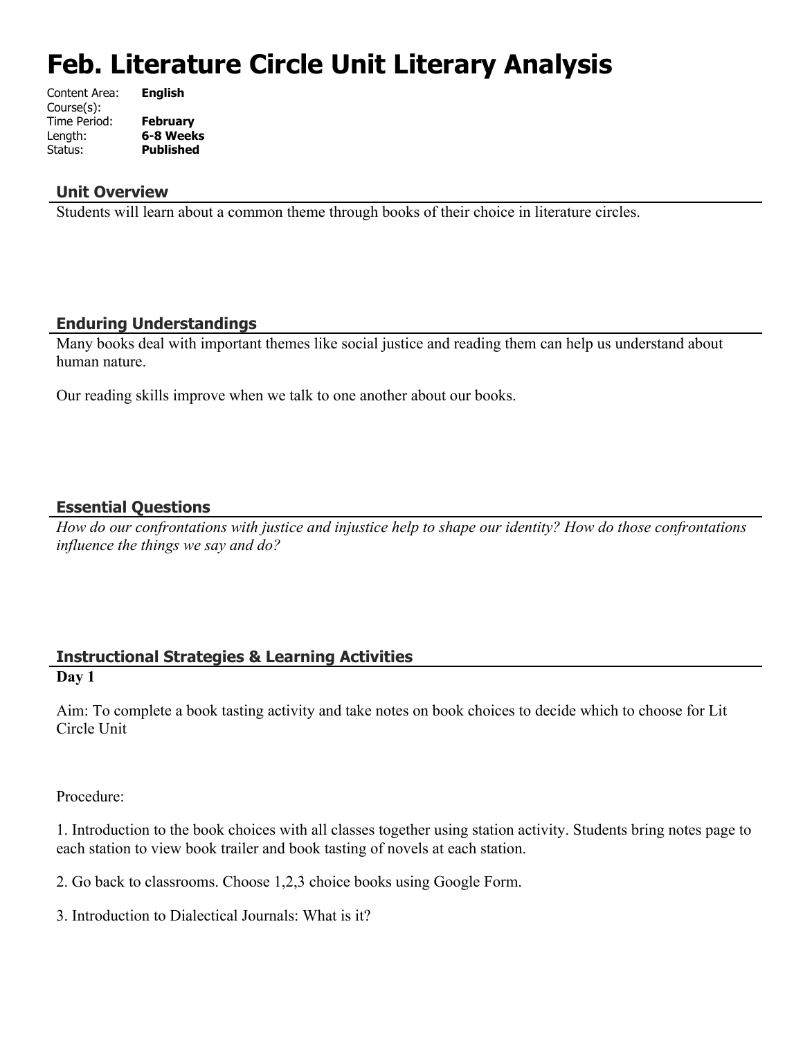# Feb. Literature Circle Unit Literary Analysis

Content Area: **English**
Course(s):
Time Period: **February**
Length: **6-8 Weeks**
Status: **Published**

## Unit Overview

Students will learn about a common theme through books of their choice in literature circles.

## Enduring Understandings

Many books deal with important themes like social justice and reading them can help us understand about human nature.

Our reading skills improve when we talk to one another about our books.

## Essential Questions

*How do our confrontations with justice and injustice help to shape our identity? How do those confrontations influence the things we say and do?*

## Instructional Strategies & Learning Activities

**Day 1**

Aim: To complete a book tasting activity and take notes on book choices to decide which to choose for Lit Circle Unit

Procedure:

1. Introduction to the book choices with all classes together using station activity. Students bring notes page to each station to view book trailer and book tasting of novels at each station.

2. Go back to classrooms. Choose 1,2,3 choice books using Google Form.

3. Introduction to Dialectical Journals: What is it?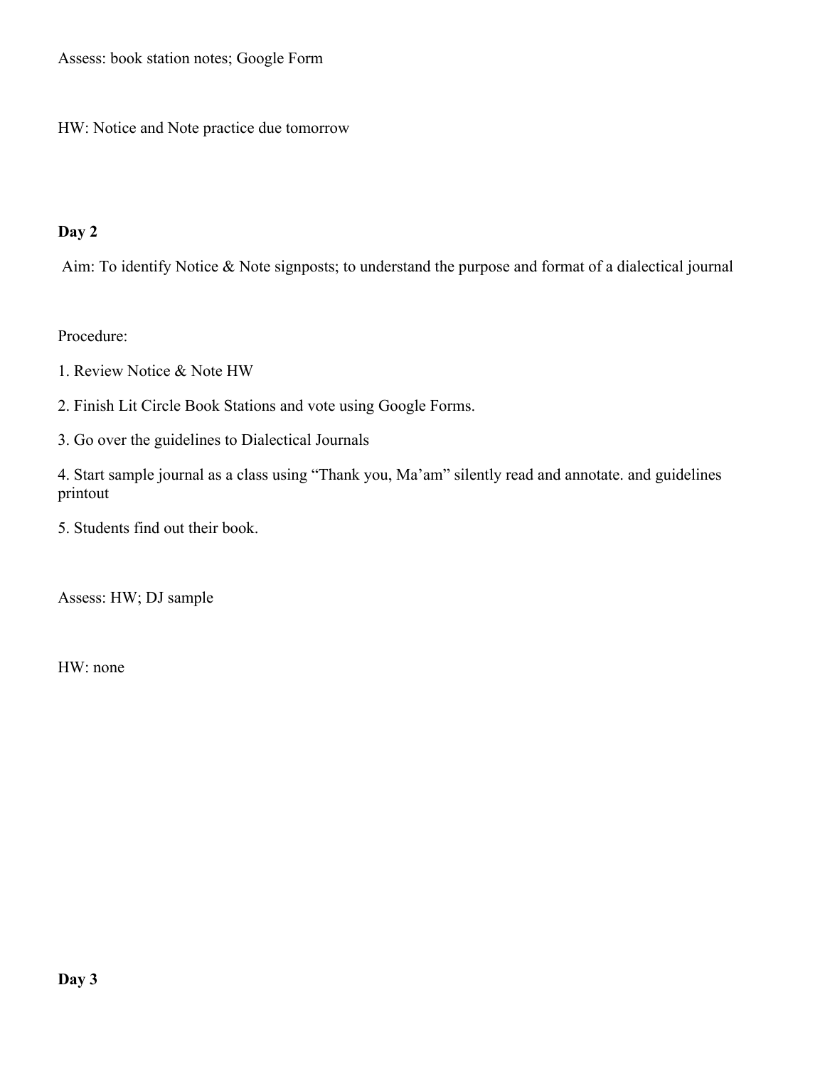Assess: book station notes; Google Form

HW: Notice and Note practice due tomorrow

**Day 2**

Aim: To identify Notice & Note signposts; to understand the purpose and format of a dialectical journal

Procedure:

1. Review Notice & Note HW
2. Finish Lit Circle Book Stations and vote using Google Forms.
3. Go over the guidelines to Dialectical Journals
4. Start sample journal as a class using "Thank you, Ma'am" silently read and annotate. and guidelines printout
5. Students find out their book.

Assess: HW; DJ sample

HW: none

**Day 3**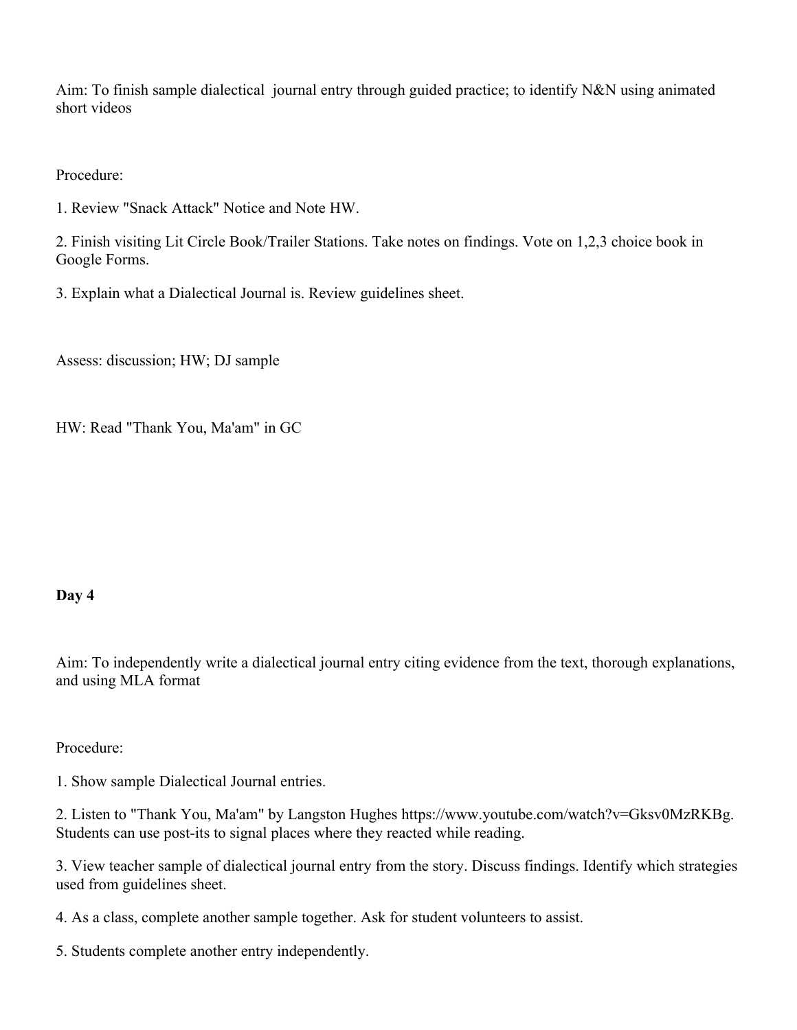Aim: To finish sample dialectical  journal entry through guided practice; to identify N&N using animated short videos

Procedure:

1. Review "Snack Attack" Notice and Note HW.

2. Finish visiting Lit Circle Book/Trailer Stations. Take notes on findings. Vote on 1,2,3 choice book in Google Forms.

3. Explain what a Dialectical Journal is. Review guidelines sheet.

Assess: discussion; HW; DJ sample

HW: Read "Thank You, Ma'am" in GC

**Day 4**

Aim: To independently write a dialectical journal entry citing evidence from the text, thorough explanations, and using MLA format

Procedure:

1. Show sample Dialectical Journal entries.

2. Listen to "Thank You, Ma'am" by Langston Hughes https://www.youtube.com/watch?v=Gksv0MzRKBg. Students can use post-its to signal places where they reacted while reading.

3. View teacher sample of dialectical journal entry from the story. Discuss findings. Identify which strategies used from guidelines sheet.

4. As a class, complete another sample together. Ask for student volunteers to assist.

5. Students complete another entry independently.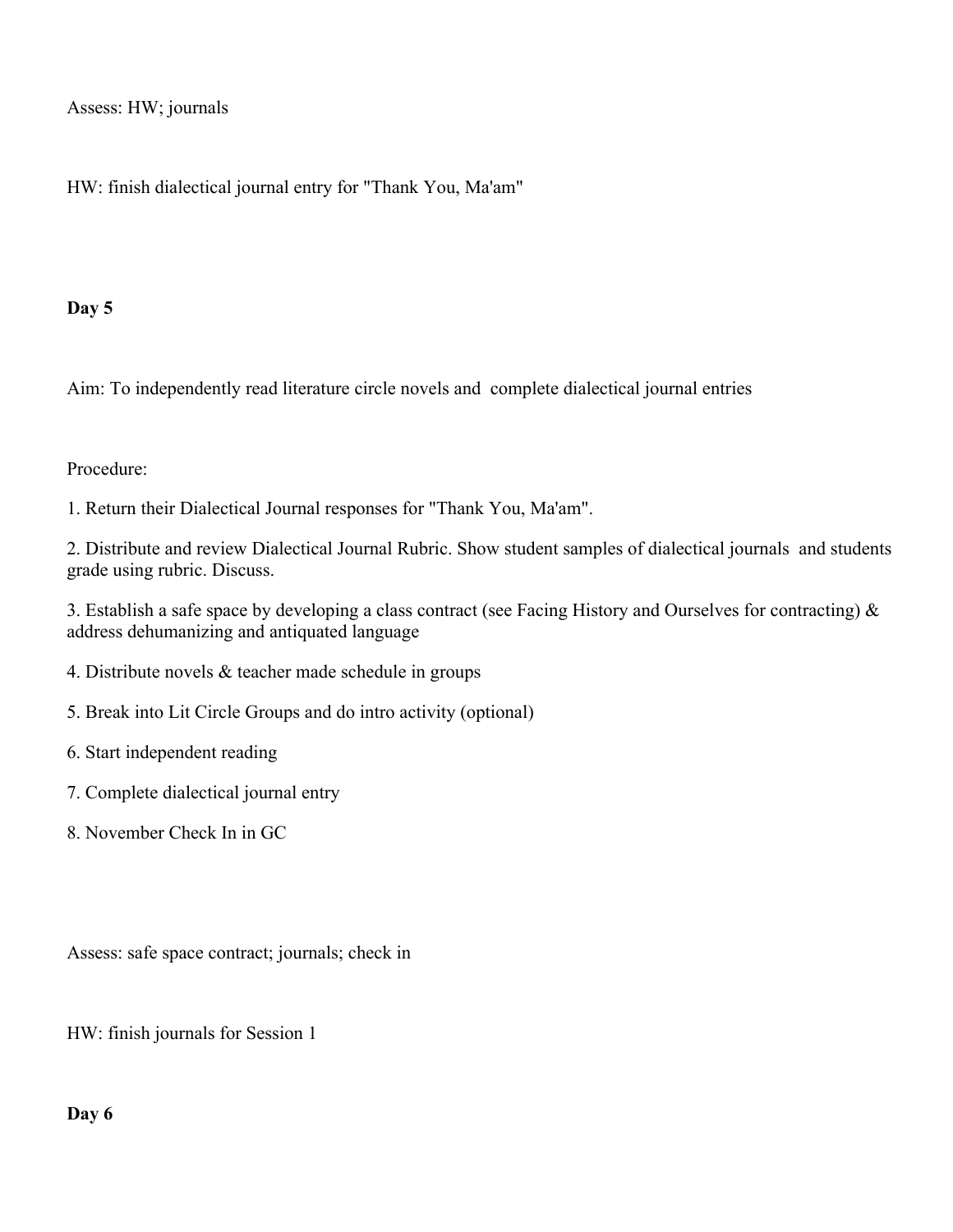Assess: HW; journals

HW: finish dialectical journal entry for "Thank You, Ma'am"

**Day 5**

Aim: To independently read literature circle novels and complete dialectical journal entries

Procedure:

1. Return their Dialectical Journal responses for "Thank You, Ma'am".
2. Distribute and review Dialectical Journal Rubric. Show student samples of dialectical journals and students grade using rubric. Discuss.
3. Establish a safe space by developing a class contract (see Facing History and Ourselves for contracting) & address dehumanizing and antiquated language
4. Distribute novels & teacher made schedule in groups
5. Break into Lit Circle Groups and do intro activity (optional)
6. Start independent reading
7. Complete dialectical journal entry
8. November Check In in GC

Assess: safe space contract; journals; check in

HW: finish journals for Session 1

**Day 6**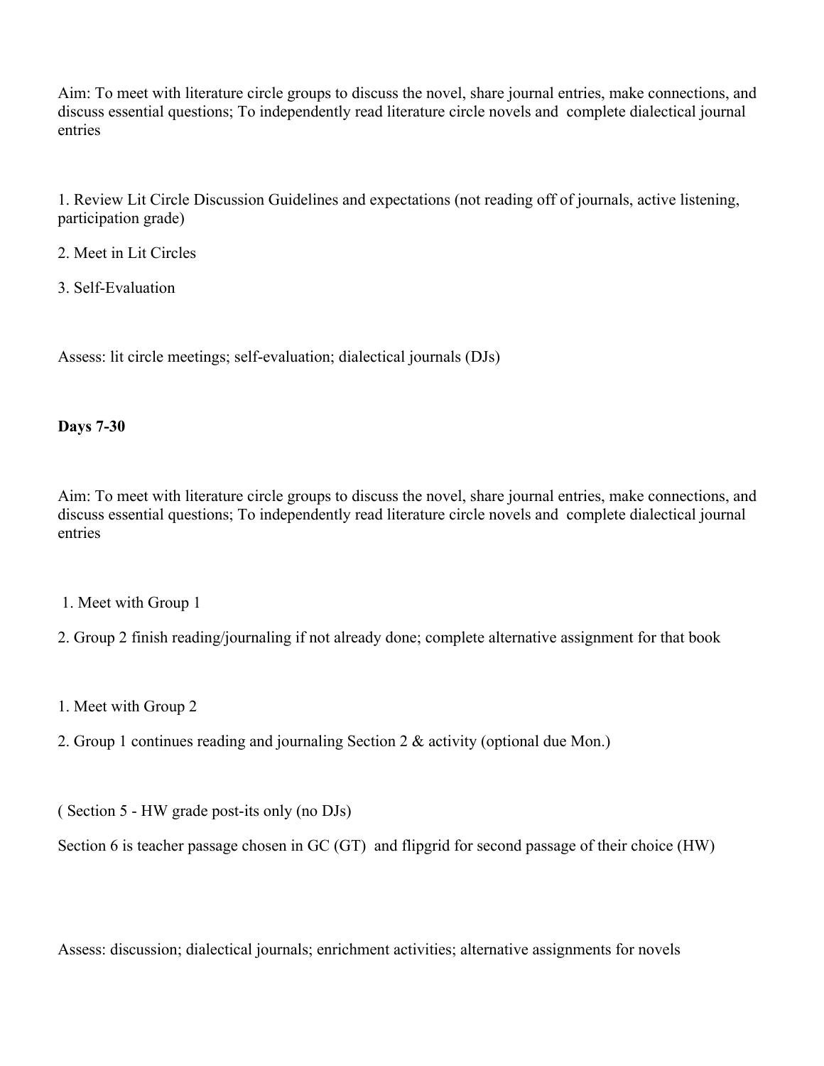Aim: To meet with literature circle groups to discuss the novel, share journal entries, make connections, and discuss essential questions; To independently read literature circle novels and complete dialectical journal entries

1. Review Lit Circle Discussion Guidelines and expectations (not reading off of journals, active listening, participation grade)
2. Meet in Lit Circles
3. Self-Evaluation

Assess: lit circle meetings; self-evaluation; dialectical journals (DJs)

**Days 7-30**

Aim: To meet with literature circle groups to discuss the novel, share journal entries, make connections, and discuss essential questions; To independently read literature circle novels and complete dialectical journal entries

1. Meet with Group 1
2. Group 2 finish reading/journaling if not already done; complete alternative assignment for that book

1. Meet with Group 2
2. Group 1 continues reading and journaling Section 2 & activity (optional due Mon.)

( Section 5 - HW grade post-its only (no DJs)

Section 6 is teacher passage chosen in GC (GT) and flipgrid for second passage of their choice (HW)

Assess: discussion; dialectical journals; enrichment activities; alternative assignments for novels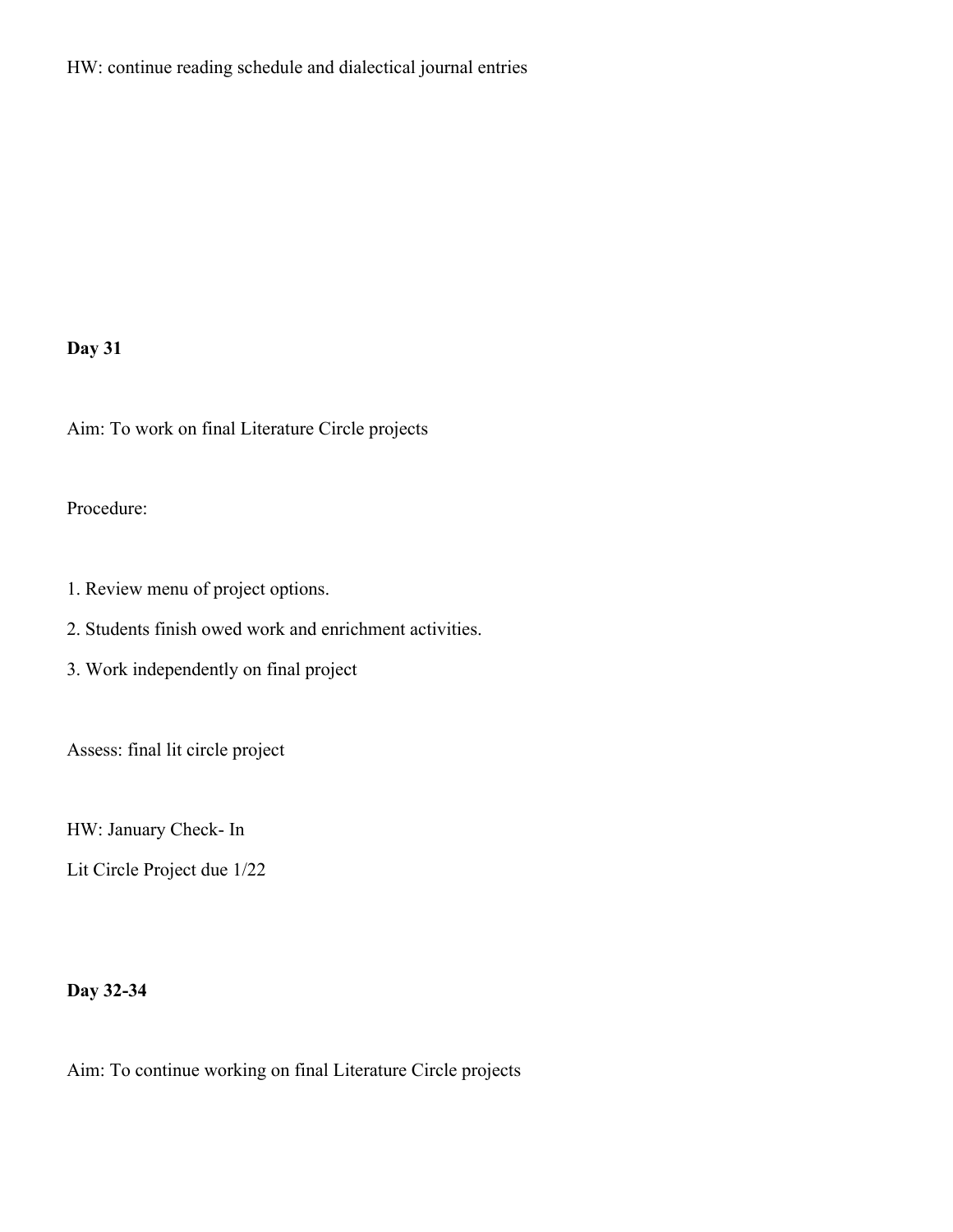HW: continue reading schedule and dialectical journal entries

**Day 31**

Aim: To work on final Literature Circle projects

Procedure:

1. Review menu of project options.
2. Students finish owed work and enrichment activities.
3. Work independently on final project

Assess: final lit circle project

HW: January Check- In

Lit Circle Project due 1/22

**Day 32-34**

Aim: To continue working on final Literature Circle projects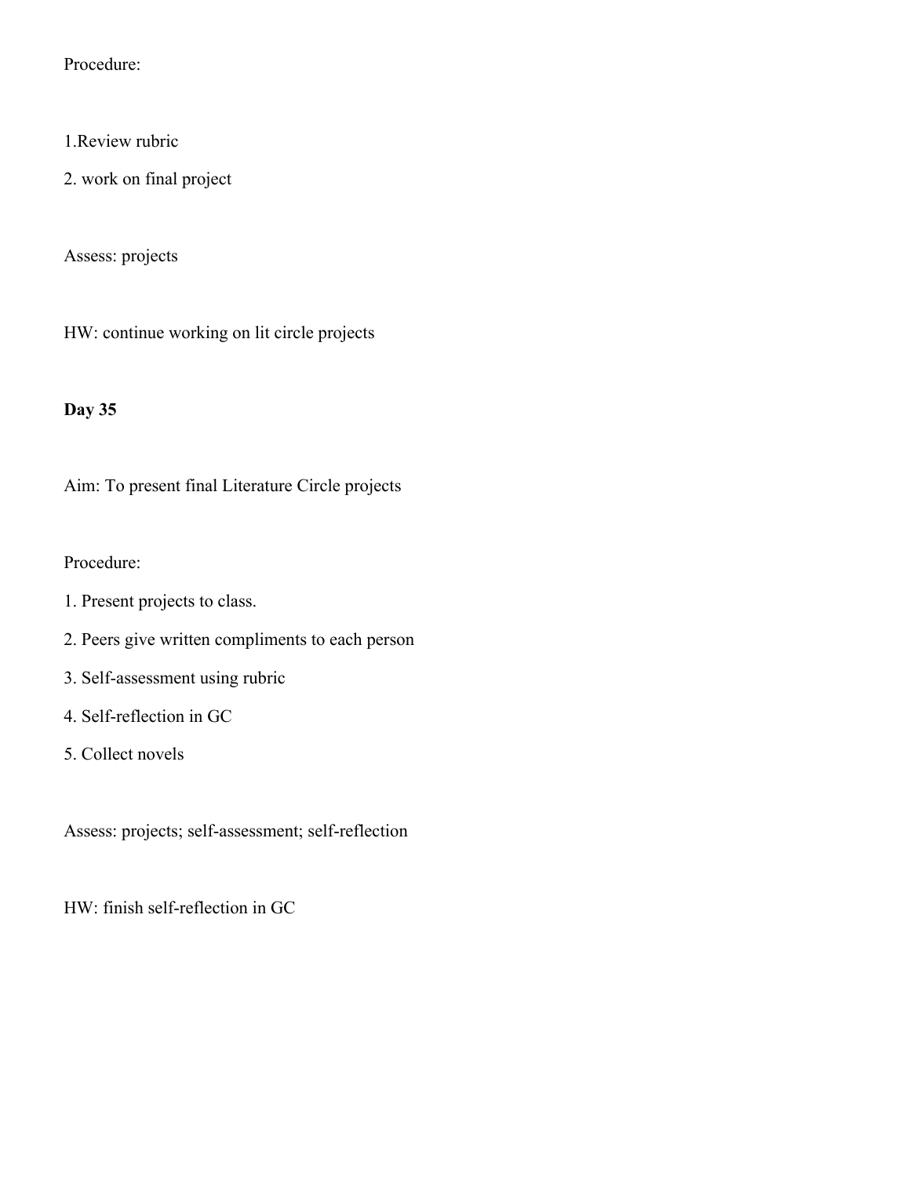Procedure:

1.Review rubric

2. work on final project

Assess: projects

HW: continue working on lit circle projects

**Day 35**

Aim: To present final Literature Circle projects

Procedure:

1. Present projects to class.
2. Peers give written compliments to each person
3. Self-assessment using rubric
4. Self-reflection in GC
5. Collect novels

Assess: projects; self-assessment; self-reflection

HW: finish self-reflection in GC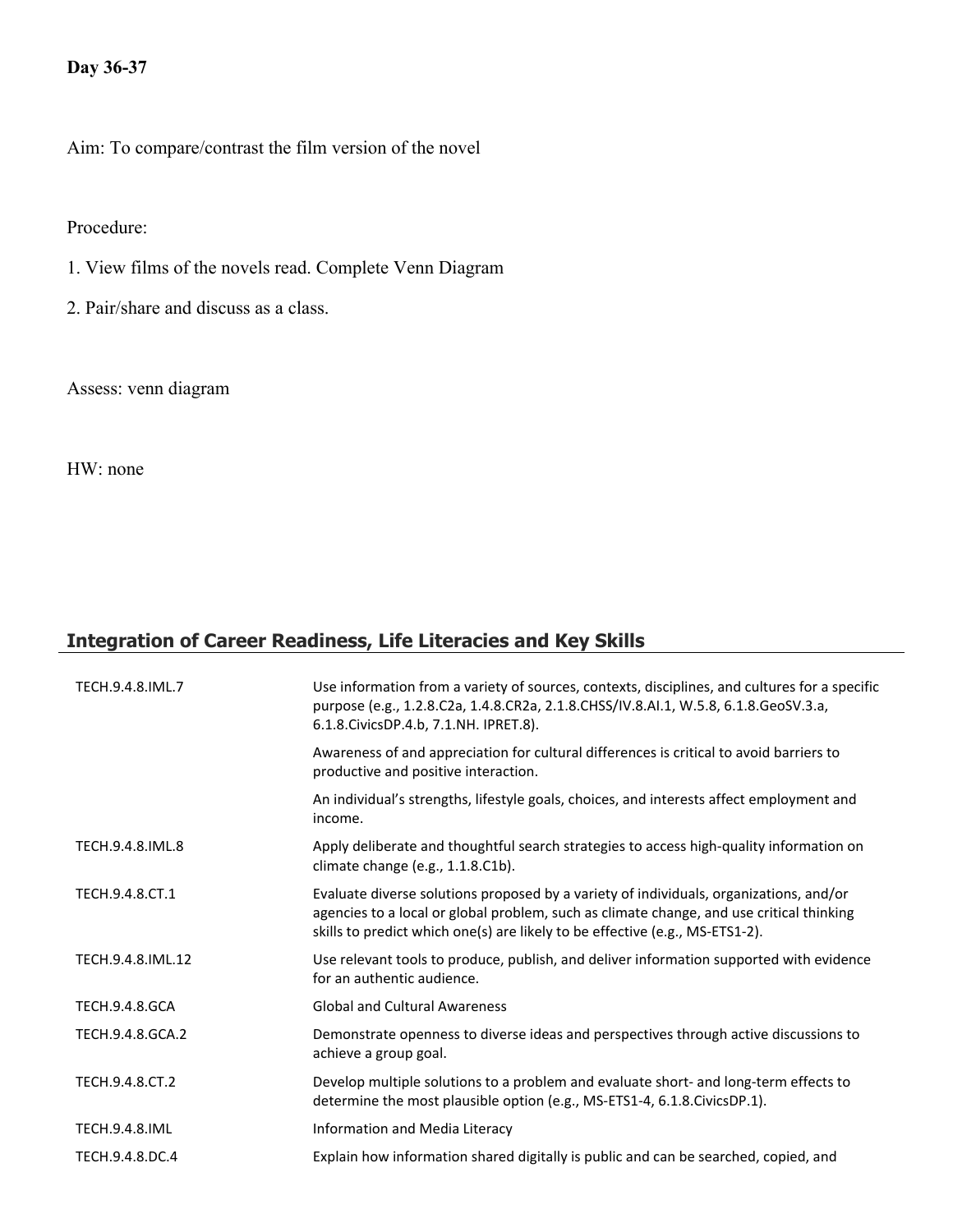**Day 36-37**

Aim: To compare/contrast the film version of the novel

Procedure:

1. View films of the novels read. Complete Venn Diagram
2. Pair/share and discuss as a class.

Assess: venn diagram

HW: none

## Integration of Career Readiness, Life Literacies and Key Skills

| | |
|---|---|
| TECH.9.4.8.IML.7 | Use information from a variety of sources, contexts, disciplines, and cultures for a specific purpose (e.g., 1.2.8.C2a, 1.4.8.CR2a, 2.1.8.CHSS/IV.8.AI.1, W.5.8, 6.1.8.GeoSV.3.a, 6.1.8.CivicsDP.4.b, 7.1.NH. IPRET.8). |
| | Awareness of and appreciation for cultural differences is critical to avoid barriers to productive and positive interaction. |
| | An individual's strengths, lifestyle goals, choices, and interests affect employment and income. |
| TECH.9.4.8.IML.8 | Apply deliberate and thoughtful search strategies to access high-quality information on climate change (e.g., 1.1.8.C1b). |
| TECH.9.4.8.CT.1 | Evaluate diverse solutions proposed by a variety of individuals, organizations, and/or agencies to a local or global problem, such as climate change, and use critical thinking skills to predict which one(s) are likely to be effective (e.g., MS-ETS1-2). |
| TECH.9.4.8.IML.12 | Use relevant tools to produce, publish, and deliver information supported with evidence for an authentic audience. |
| TECH.9.4.8.GCA | Global and Cultural Awareness |
| TECH.9.4.8.GCA.2 | Demonstrate openness to diverse ideas and perspectives through active discussions to achieve a group goal. |
| TECH.9.4.8.CT.2 | Develop multiple solutions to a problem and evaluate short- and long-term effects to determine the most plausible option (e.g., MS-ETS1-4, 6.1.8.CivicsDP.1). |
| TECH.9.4.8.IML | Information and Media Literacy |
| TECH.9.4.8.DC.4 | Explain how information shared digitally is public and can be searched, copied, and |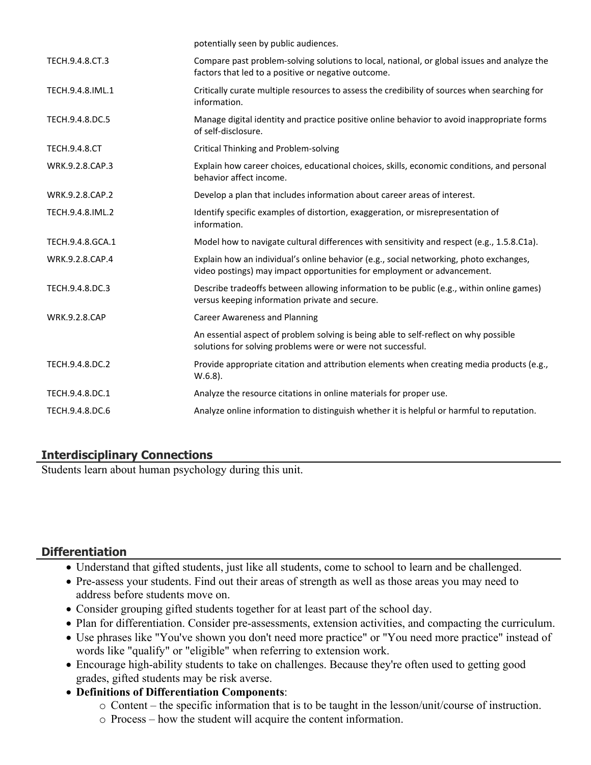| | |
|---|---|
| | potentially seen by public audiences. |
| TECH.9.4.8.CT.3 | Compare past problem-solving solutions to local, national, or global issues and analyze the factors that led to a positive or negative outcome. |
| TECH.9.4.8.IML.1 | Critically curate multiple resources to assess the credibility of sources when searching for information. |
| TECH.9.4.8.DC.5 | Manage digital identity and practice positive online behavior to avoid inappropriate forms of self-disclosure. |
| TECH.9.4.8.CT | Critical Thinking and Problem-solving |
| WRK.9.2.8.CAP.3 | Explain how career choices, educational choices, skills, economic conditions, and personal behavior affect income. |
| WRK.9.2.8.CAP.2 | Develop a plan that includes information about career areas of interest. |
| TECH.9.4.8.IML.2 | Identify specific examples of distortion, exaggeration, or misrepresentation of information. |
| TECH.9.4.8.GCA.1 | Model how to navigate cultural differences with sensitivity and respect (e.g., 1.5.8.C1a). |
| WRK.9.2.8.CAP.4 | Explain how an individual's online behavior (e.g., social networking, photo exchanges, video postings) may impact opportunities for employment or advancement. |
| TECH.9.4.8.DC.3 | Describe tradeoffs between allowing information to be public (e.g., within online games) versus keeping information private and secure. |
| WRK.9.2.8.CAP | Career Awareness and Planning |
| | An essential aspect of problem solving is being able to self-reflect on why possible solutions for solving problems were or were not successful. |
| TECH.9.4.8.DC.2 | Provide appropriate citation and attribution elements when creating media products (e.g., W.6.8). |
| TECH.9.4.8.DC.1 | Analyze the resource citations in online materials for proper use. |
| TECH.9.4.8.DC.6 | Analyze online information to distinguish whether it is helpful or harmful to reputation. |

## Interdisciplinary Connections

Students learn about human psychology during this unit.

## Differentiation

- Understand that gifted students, just like all students, come to school to learn and be challenged.
- Pre-assess your students. Find out their areas of strength as well as those areas you may need to address before students move on.
- Consider grouping gifted students together for at least part of the school day.
- Plan for differentiation. Consider pre-assessments, extension activities, and compacting the curriculum.
- Use phrases like "You've shown you don't need more practice" or "You need more practice" instead of words like "qualify" or "eligible" when referring to extension work.
- Encourage high-ability students to take on challenges. Because they're often used to getting good grades, gifted students may be risk averse.
- **Definitions of Differentiation Components**:
  - Content – the specific information that is to be taught in the lesson/unit/course of instruction.
  - Process – how the student will acquire the content information.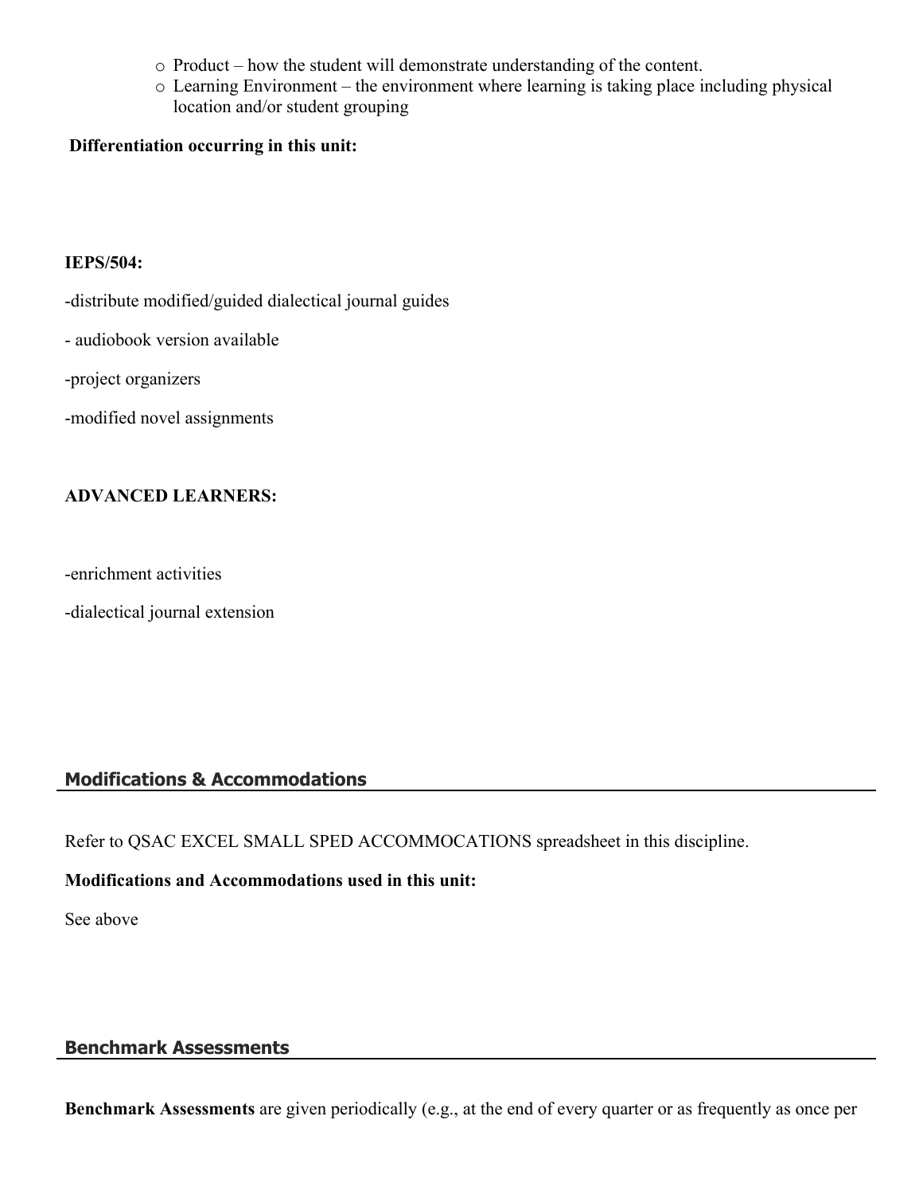- Product – how the student will demonstrate understanding of the content.
- Learning Environment – the environment where learning is taking place including physical location and/or student grouping

**Differentiation occurring in this unit:**

**IEPS/504:**

-distribute modified/guided dialectical journal guides

- audiobook version available

-project organizers

-modified novel assignments

**ADVANCED LEARNERS:**

-enrichment activities

-dialectical journal extension

## Modifications & Accommodations

Refer to QSAC EXCEL SMALL SPED ACCOMMOCATIONS spreadsheet in this discipline.

**Modifications and Accommodations used in this unit:**

See above

## Benchmark Assessments

**Benchmark Assessments** are given periodically (e.g., at the end of every quarter or as frequently as once per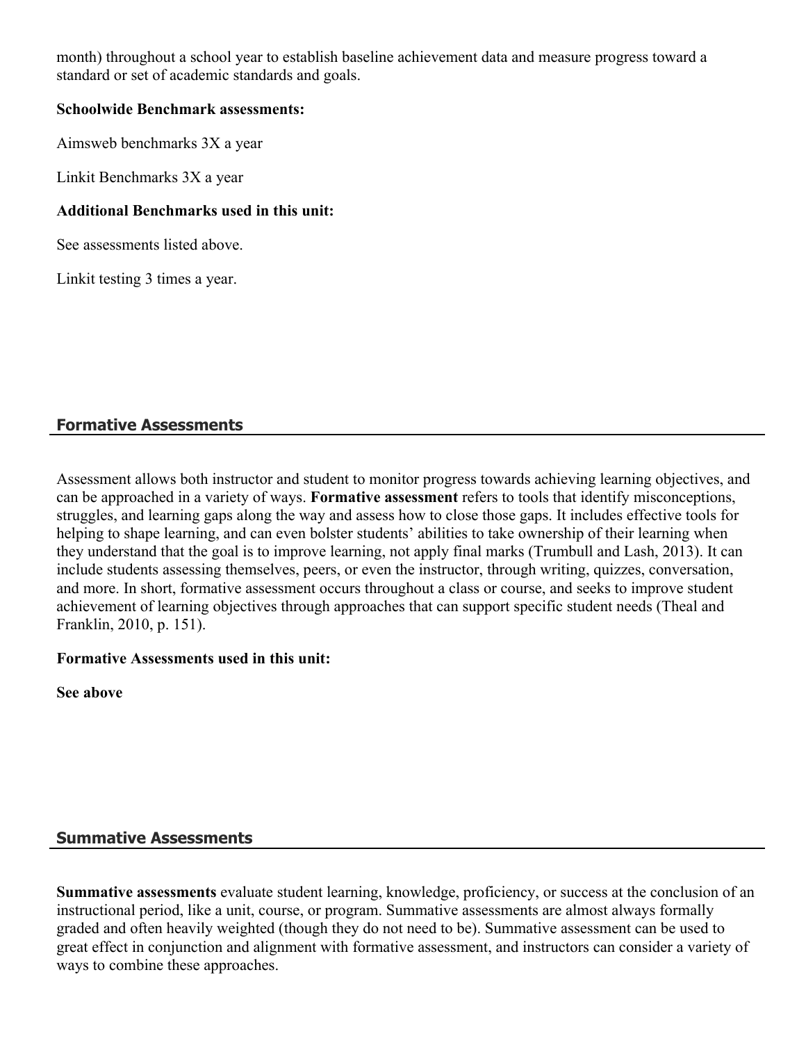month) throughout a school year to establish baseline achievement data and measure progress toward a standard or set of academic standards and goals.

**Schoolwide Benchmark assessments:**

Aimsweb benchmarks 3X a year

Linkit Benchmarks 3X a year

**Additional Benchmarks used in this unit:**

See assessments listed above.

Linkit testing 3 times a year.

## Formative Assessments

Assessment allows both instructor and student to monitor progress towards achieving learning objectives, and can be approached in a variety of ways. **Formative assessment** refers to tools that identify misconceptions, struggles, and learning gaps along the way and assess how to close those gaps. It includes effective tools for helping to shape learning, and can even bolster students' abilities to take ownership of their learning when they understand that the goal is to improve learning, not apply final marks (Trumbull and Lash, 2013). It can include students assessing themselves, peers, or even the instructor, through writing, quizzes, conversation, and more. In short, formative assessment occurs throughout a class or course, and seeks to improve student achievement of learning objectives through approaches that can support specific student needs (Theal and Franklin, 2010, p. 151).

**Formative Assessments used in this unit:**

**See above**

## Summative Assessments

**Summative assessments** evaluate student learning, knowledge, proficiency, or success at the conclusion of an instructional period, like a unit, course, or program. Summative assessments are almost always formally graded and often heavily weighted (though they do not need to be). Summative assessment can be used to great effect in conjunction and alignment with formative assessment, and instructors can consider a variety of ways to combine these approaches.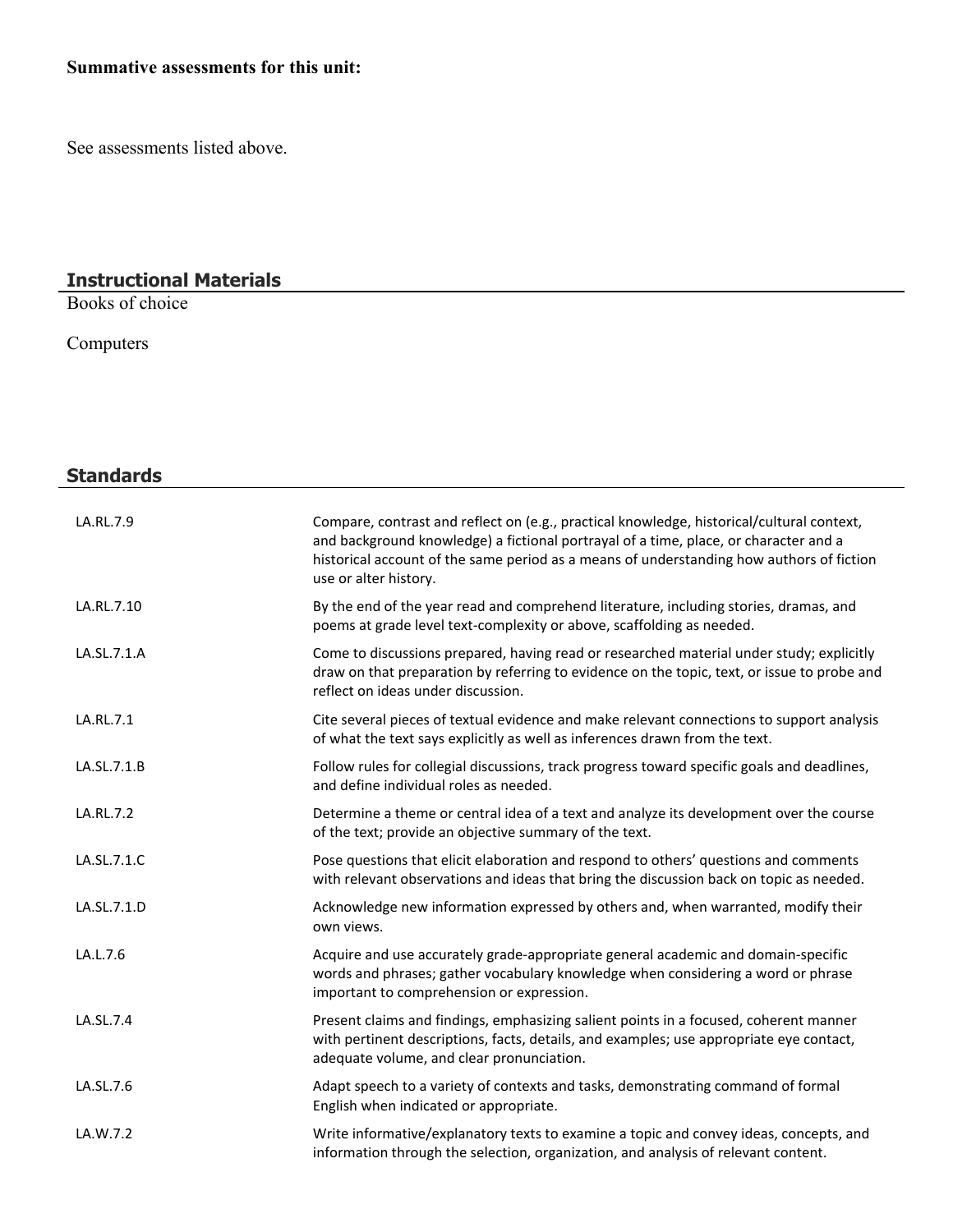**Summative assessments for this unit:**

See assessments listed above.

## Instructional Materials

Books of choice

Computers

## Standards

| | |
|---|---|
| LA.RL.7.9 | Compare, contrast and reflect on (e.g., practical knowledge, historical/cultural context, and background knowledge) a fictional portrayal of a time, place, or character and a historical account of the same period as a means of understanding how authors of fiction use or alter history. |
| LA.RL.7.10 | By the end of the year read and comprehend literature, including stories, dramas, and poems at grade level text-complexity or above, scaffolding as needed. |
| LA.SL.7.1.A | Come to discussions prepared, having read or researched material under study; explicitly draw on that preparation by referring to evidence on the topic, text, or issue to probe and reflect on ideas under discussion. |
| LA.RL.7.1 | Cite several pieces of textual evidence and make relevant connections to support analysis of what the text says explicitly as well as inferences drawn from the text. |
| LA.SL.7.1.B | Follow rules for collegial discussions, track progress toward specific goals and deadlines, and define individual roles as needed. |
| LA.RL.7.2 | Determine a theme or central idea of a text and analyze its development over the course of the text; provide an objective summary of the text. |
| LA.SL.7.1.C | Pose questions that elicit elaboration and respond to others' questions and comments with relevant observations and ideas that bring the discussion back on topic as needed. |
| LA.SL.7.1.D | Acknowledge new information expressed by others and, when warranted, modify their own views. |
| LA.L.7.6 | Acquire and use accurately grade-appropriate general academic and domain-specific words and phrases; gather vocabulary knowledge when considering a word or phrase important to comprehension or expression. |
| LA.SL.7.4 | Present claims and findings, emphasizing salient points in a focused, coherent manner with pertinent descriptions, facts, details, and examples; use appropriate eye contact, adequate volume, and clear pronunciation. |
| LA.SL.7.6 | Adapt speech to a variety of contexts and tasks, demonstrating command of formal English when indicated or appropriate. |
| LA.W.7.2 | Write informative/explanatory texts to examine a topic and convey ideas, concepts, and information through the selection, organization, and analysis of relevant content. |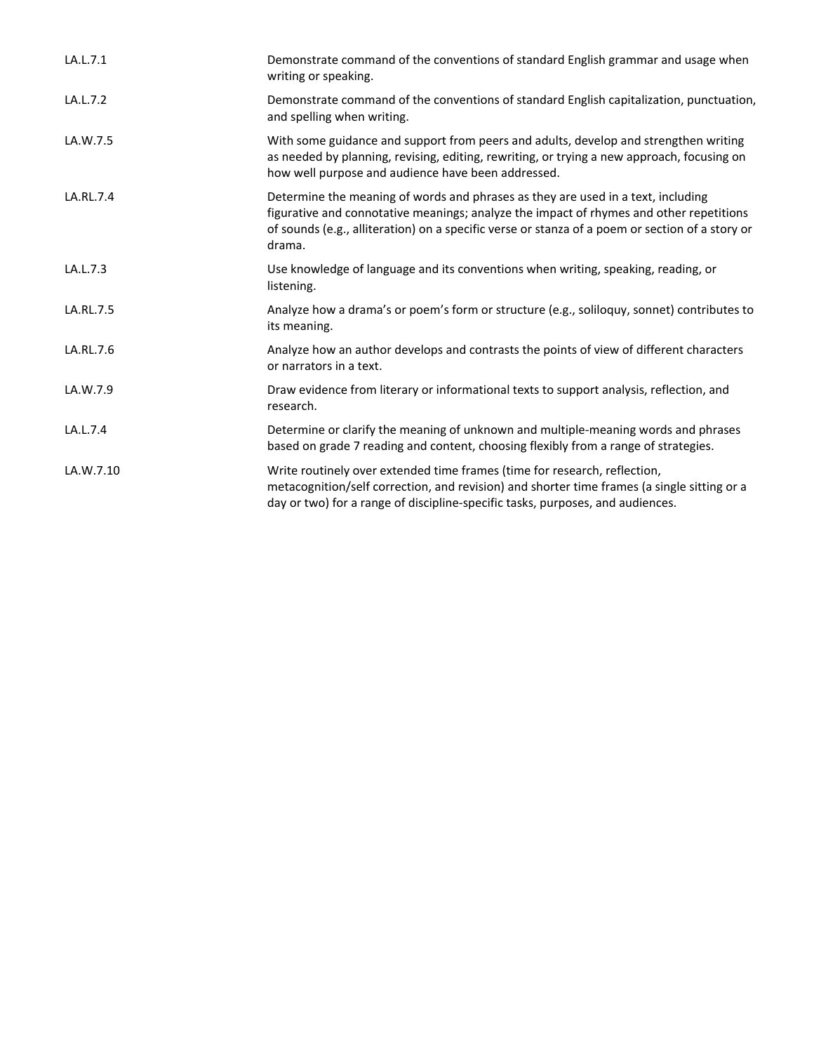| | |
|---|---|
| LA.L.7.1 | Demonstrate command of the conventions of standard English grammar and usage when writing or speaking. |
| LA.L.7.2 | Demonstrate command of the conventions of standard English capitalization, punctuation, and spelling when writing. |
| LA.W.7.5 | With some guidance and support from peers and adults, develop and strengthen writing as needed by planning, revising, editing, rewriting, or trying a new approach, focusing on how well purpose and audience have been addressed. |
| LA.RL.7.4 | Determine the meaning of words and phrases as they are used in a text, including figurative and connotative meanings; analyze the impact of rhymes and other repetitions of sounds (e.g., alliteration) on a specific verse or stanza of a poem or section of a story or drama. |
| LA.L.7.3 | Use knowledge of language and its conventions when writing, speaking, reading, or listening. |
| LA.RL.7.5 | Analyze how a drama's or poem's form or structure (e.g., soliloquy, sonnet) contributes to its meaning. |
| LA.RL.7.6 | Analyze how an author develops and contrasts the points of view of different characters or narrators in a text. |
| LA.W.7.9 | Draw evidence from literary or informational texts to support analysis, reflection, and research. |
| LA.L.7.4 | Determine or clarify the meaning of unknown and multiple-meaning words and phrases based on grade 7 reading and content, choosing flexibly from a range of strategies. |
| LA.W.7.10 | Write routinely over extended time frames (time for research, reflection, metacognition/self correction, and revision) and shorter time frames (a single sitting or a day or two) for a range of discipline-specific tasks, purposes, and audiences. |